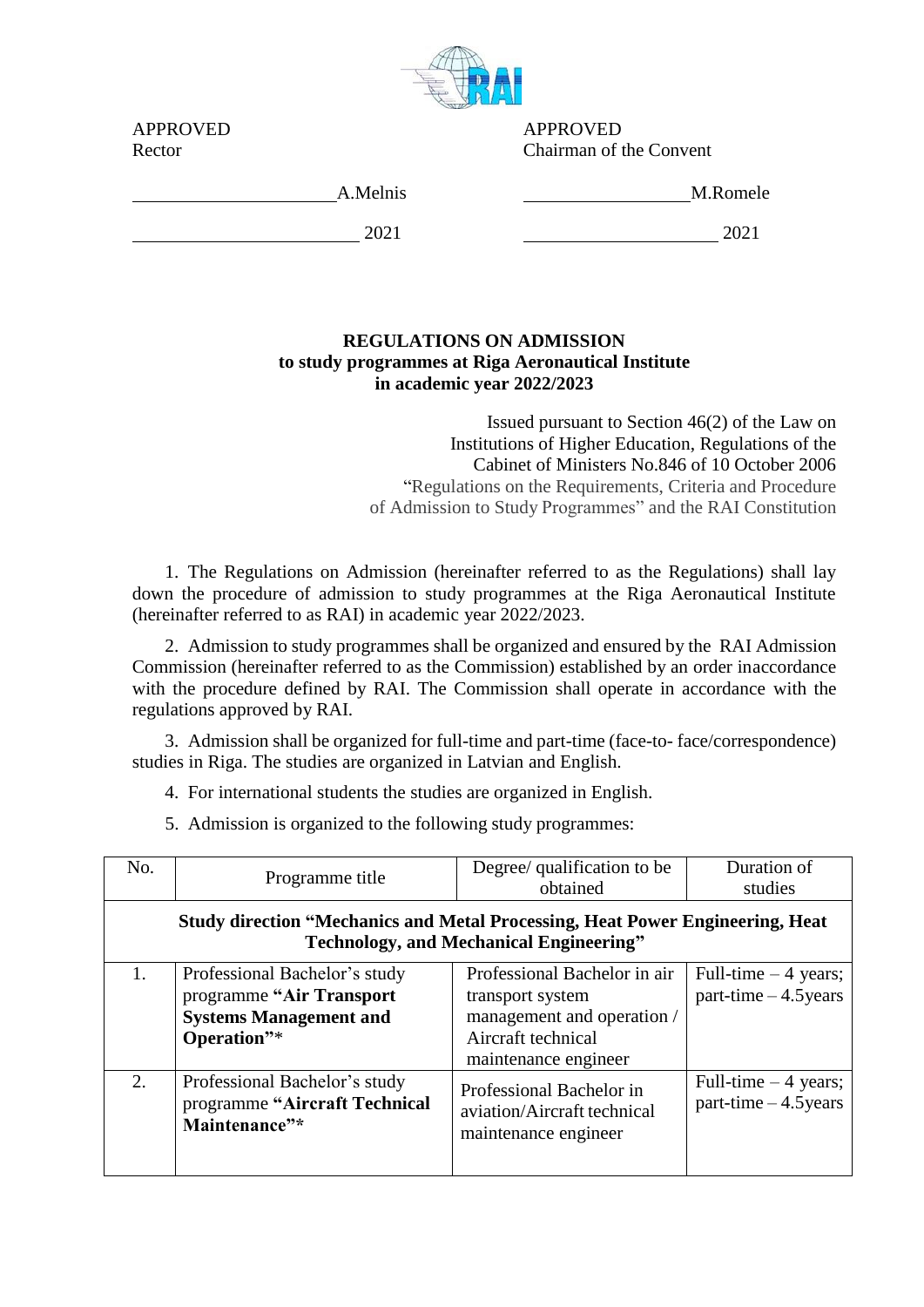APPROVED
Rector

A.Melnis

2021

APPROVED
Chairman of the Convent

M.Romele

2021

**REGULATIONS ON ADMISSION**
**to study programmes at Riga Aeronautical Institute**
**in academic year 2022/2023**

Issued pursuant to Section 46(2) of the Law on Institutions of Higher Education, Regulations of the Cabinet of Ministers No.846 of 10 October 2006 "Regulations on the Requirements, Criteria and Procedure of Admission to Study Programmes" and the RAI Constitution

1. The Regulations on Admission (hereinafter referred to as the Regulations) shall lay down the procedure of admission to study programmes at the Riga Aeronautical Institute (hereinafter referred to as RAI) in academic year 2022/2023.

2. Admission to study programmes shall be organized and ensured by the RAI Admission Commission (hereinafter referred to as the Commission) established by an order inaccordance with the procedure defined by RAI. The Commission shall operate in accordance with the regulations approved by RAI.

3. Admission shall be organized for full-time and part-time (face-to- face/correspondence) studies in Riga. The studies are organized in Latvian and English.

4. For international students the studies are organized in English.

5. Admission is organized to the following study programmes:

| No. | Programme title | Degree/ qualification to be obtained | Duration of studies |
|---|---|---|---|
| **Study direction "Mechanics and Metal Processing, Heat Power Engineering, Heat Technology, and Mechanical Engineering"** | | | |
| 1. | Professional Bachelor's study programme **"Air Transport Systems Management and Operation"*** | Professional Bachelor in air transport system management and operation / Aircraft technical maintenance engineer | Full-time – 4 years; part-time – 4.5years |
| 2. | Professional Bachelor's study programme **"Aircraft Technical Maintenance"*** | Professional Bachelor in aviation/Aircraft technical maintenance engineer | Full-time – 4 years; part-time – 4.5years |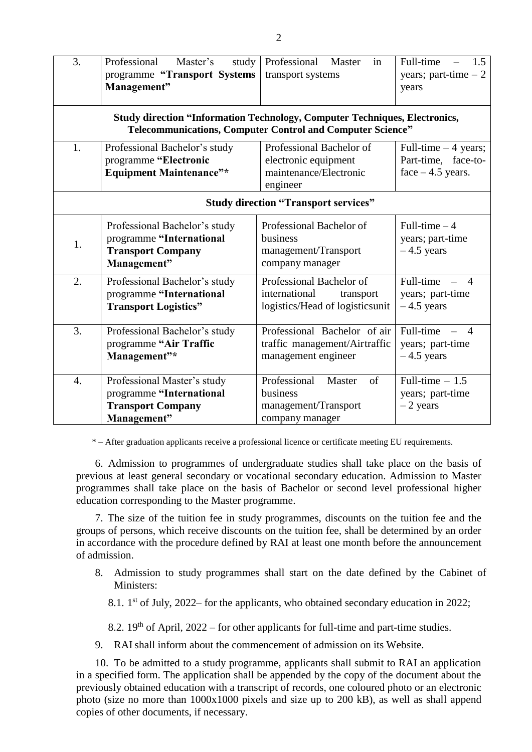| 3. | Professional Master's study programme **"Transport Systems Management"** | Professional Master in transport systems | Full-time – 1.5 years; part-time – 2 years |
|---|---|---|---|
| **Study direction "Information Technology, Computer Techniques, Electronics, Telecommunications, Computer Control and Computer Science"** | | | |
| 1. | Professional Bachelor's study programme **"Electronic Equipment Maintenance"\*** | Professional Bachelor of electronic equipment maintenance/Electronic engineer | Full-time – 4 years; Part-time, face-to-face – 4.5 years. |
| **Study direction "Transport services"** | | | |
| 1. | Professional Bachelor's study programme **"International Transport Company Management"** | Professional Bachelor of business management/Transport company manager | Full-time – 4 years; part-time – 4.5 years |
| 2. | Professional Bachelor's study programme **"International Transport Logistics"** | Professional Bachelor of international transport logistics/Head of logisticsunit | Full-time – 4 years; part-time – 4.5 years |
| 3. | Professional Bachelor's study programme **"Air Traffic Management"\*** | Professional Bachelor of air traffic management/Airtraffic management engineer | Full-time – 4 years; part-time – 4.5 years |
| 4. | Professional Master's study programme **"International Transport Company Management"** | Professional Master of business management/Transport company manager | Full-time – 1.5 years; part-time – 2 years |

\* – After graduation applicants receive a professional licence or certificate meeting EU requirements.

6. Admission to programmes of undergraduate studies shall take place on the basis of previous at least general secondary or vocational secondary education. Admission to Master programmes shall take place on the basis of Bachelor or second level professional higher education corresponding to the Master programme.

7. The size of the tuition fee in study programmes, discounts on the tuition fee and the groups of persons, which receive discounts on the tuition fee, shall be determined by an order in accordance with the procedure defined by RAI at least one month before the announcement of admission.

8. Admission to study programmes shall start on the date defined by the Cabinet of Ministers:

8.1. 1st of July, 2022– for the applicants, who obtained secondary education in 2022;

8.2. 19th of April, 2022 – for other applicants for full-time and part-time studies.

9. RAI shall inform about the commencement of admission on its Website.

10. To be admitted to a study programme, applicants shall submit to RAI an application in a specified form. The application shall be appended by the copy of the document about the previously obtained education with a transcript of records, one coloured photo or an electronic photo (size no more than 1000x1000 pixels and size up to 200 kB), as well as shall append copies of other documents, if necessary.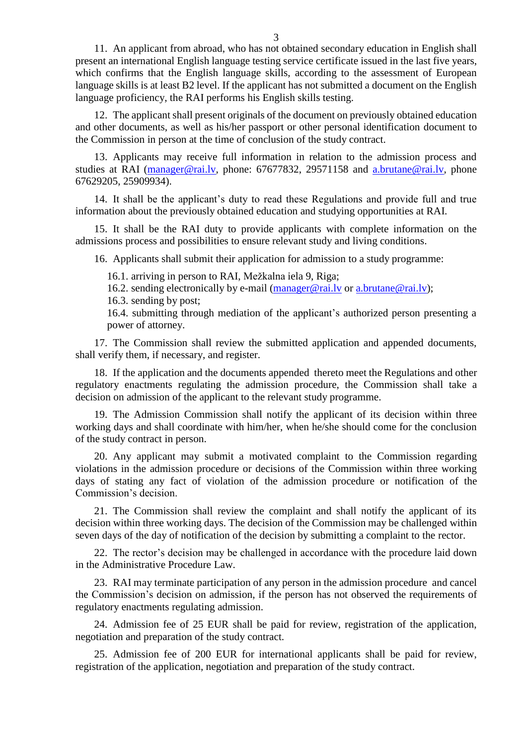11. An applicant from abroad, who has not obtained secondary education in English shall present an international English language testing service certificate issued in the last five years, which confirms that the English language skills, according to the assessment of European language skills is at least B2 level. If the applicant has not submitted a document on the English language proficiency, the RAI performs his English skills testing.

12. The applicant shall present originals of the document on previously obtained education and other documents, as well as his/her passport or other personal identification document to the Commission in person at the time of conclusion of the study contract.

13. Applicants may receive full information in relation to the admission process and studies at RAI (manager@rai.lv, phone: 67677832, 29571158 and a.brutane@rai.lv, phone 67629205, 25909934).

14. It shall be the applicant's duty to read these Regulations and provide full and true information about the previously obtained education and studying opportunities at RAI.

15. It shall be the RAI duty to provide applicants with complete information on the admissions process and possibilities to ensure relevant study and living conditions.

16. Applicants shall submit their application for admission to a study programme:

16.1. arriving in person to RAI, Mežkalna iela 9, Riga;
16.2. sending electronically by e-mail (manager@rai.lv or a.brutane@rai.lv);
16.3. sending by post;
16.4. submitting through mediation of the applicant's authorized person presenting a power of attorney.

17. The Commission shall review the submitted application and appended documents, shall verify them, if necessary, and register.

18. If the application and the documents appended thereto meet the Regulations and other regulatory enactments regulating the admission procedure, the Commission shall take a decision on admission of the applicant to the relevant study programme.

19. The Admission Commission shall notify the applicant of its decision within three working days and shall coordinate with him/her, when he/she should come for the conclusion of the study contract in person.

20. Any applicant may submit a motivated complaint to the Commission regarding violations in the admission procedure or decisions of the Commission within three working days of stating any fact of violation of the admission procedure or notification of the Commission's decision.

21. The Commission shall review the complaint and shall notify the applicant of its decision within three working days. The decision of the Commission may be challenged within seven days of the day of notification of the decision by submitting a complaint to the rector.

22. The rector's decision may be challenged in accordance with the procedure laid down in the Administrative Procedure Law.

23. RAI may terminate participation of any person in the admission procedure and cancel the Commission's decision on admission, if the person has not observed the requirements of regulatory enactments regulating admission.

24. Admission fee of 25 EUR shall be paid for review, registration of the application, negotiation and preparation of the study contract.

25. Admission fee of 200 EUR for international applicants shall be paid for review, registration of the application, negotiation and preparation of the study contract.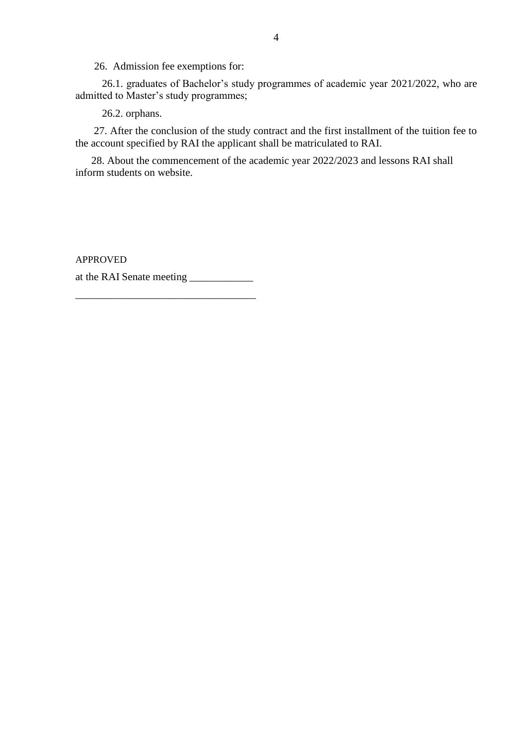26. Admission fee exemptions for:

26.1. graduates of Bachelor's study programmes of academic year 2021/2022, who are admitted to Master's study programmes;

26.2. orphans.

27. After the conclusion of the study contract and the first installment of the tuition fee to the account specified by RAI the applicant shall be matriculated to RAI.

28. About the commencement of the academic year 2022/2023 and lessons RAI shall inform students on website.

APPROVED

at the RAI Senate meeting ____________

__________________________________